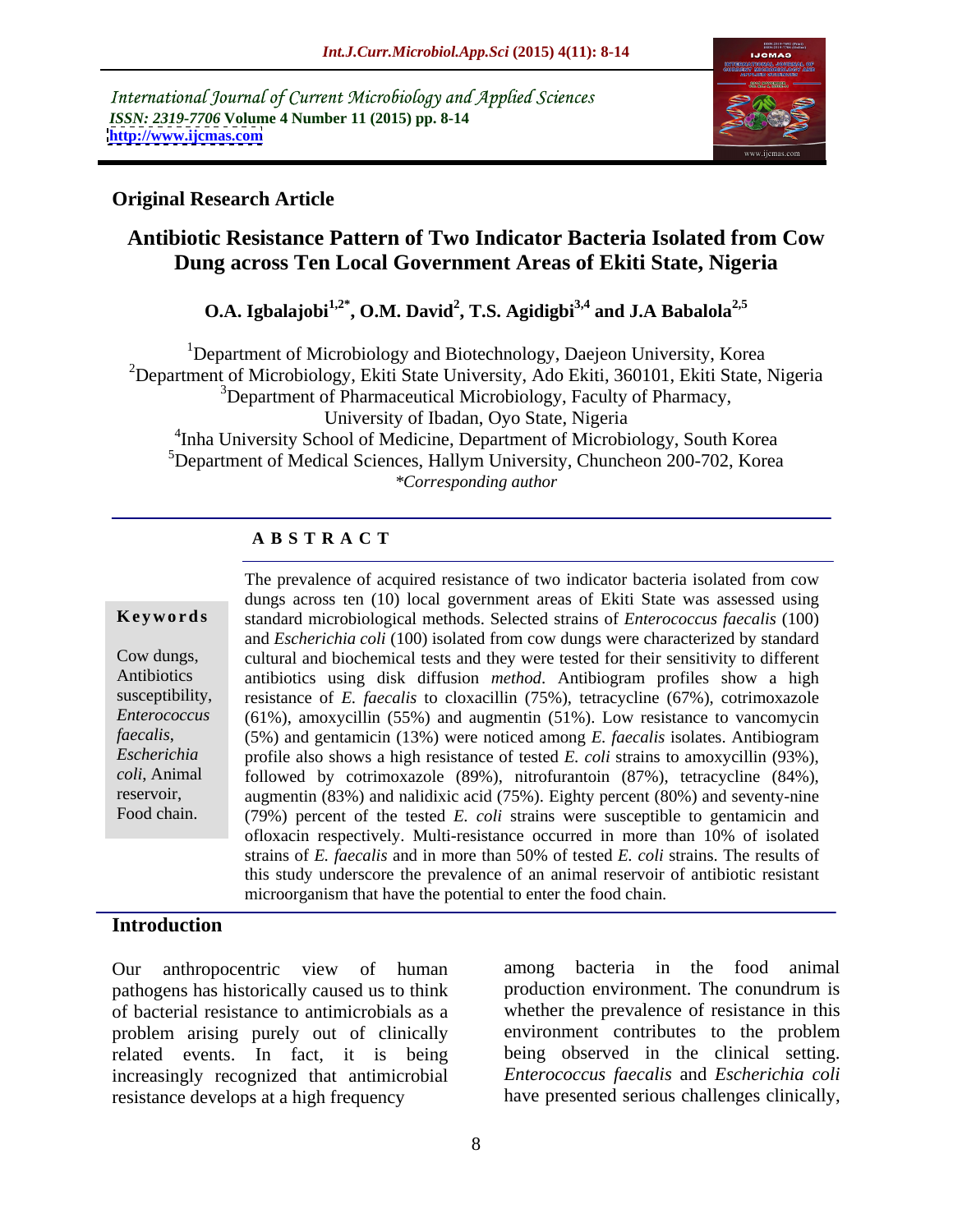International Journal of Current Microbiology and Applied Sciences
*ISSN: 2319-7706* **Volume 4 Number 11 (2015) pp. 8-14**
**http://www.ijcmas.com**

**Original Research Article**

# Antibiotic Resistance Pattern of Two Indicator Bacteria Isolated from Cow Dung across Ten Local Government Areas of Ekiti State, Nigeria

**O.A. Igbalajobi[1,2*], O.M. David[2], T.S. Agidigbi[3,4] and J.A Babalola[2,5]**

[1]Department of Microbiology and Biotechnology, Daejeon University, Korea
[2]Department of Microbiology, Ekiti State University, Ado Ekiti, 360101, Ekiti State, Nigeria
[3]Department of Pharmaceutical Microbiology, Faculty of Pharmacy, University of Ibadan, Oyo State, Nigeria
[4]Inha University School of Medicine, Department of Microbiology, South Korea
[5]Department of Medical Sciences, Hallym University, Chuncheon 200-702, Korea
*\*Corresponding author*

## ABSTRACT

**Keywords**

Cow dungs, Antibiotics susceptibility, *Enterococcus faecalis*, *Escherichia coli*, Animal reservoir, Food chain.

The prevalence of acquired resistance of two indicator bacteria isolated from cow dungs across ten (10) local government areas of Ekiti State was assessed using standard microbiological methods. Selected strains of *Enterococcus faecalis* (100) and *Escherichia coli* (100) isolated from cow dungs were characterized by standard cultural and biochemical tests and they were tested for their sensitivity to different antibiotics using disk diffusion *method*. Antibiogram profiles show a high resistance of *E. faecalis* to cloxacillin (75%), tetracycline (67%), cotrimoxazole (61%), amoxycillin (55%) and augmentin (51%). Low resistance to vancomycin (5%) and gentamicin (13%) were noticed among *E. faecalis* isolates. Antibiogram profile also shows a high resistance of tested *E. coli* strains to amoxycillin (93%), followed by cotrimoxazole (89%), nitrofurantoin (87%), tetracycline (84%), augmentin (83%) and nalidixic acid (75%). Eighty percent (80%) and seventy-nine (79%) percent of the tested *E. coli* strains were susceptible to gentamicin and ofloxacin respectively. Multi-resistance occurred in more than 10% of isolated strains of *E. faecalis* and in more than 50% of tested *E. coli* strains. The results of this study underscore the prevalence of an animal reservoir of antibiotic resistant microorganism that have the potential to enter the food chain.

## Introduction

Our anthropocentric view of human pathogens has historically caused us to think of bacterial resistance to antimicrobials as a problem arising purely out of clinically related events. In fact, it is being increasingly recognized that antimicrobial resistance develops at a high frequency among bacteria in the food animal production environment. The conundrum is whether the prevalence of resistance in this environment contributes to the problem being observed in the clinical setting. *Enterococcus faecalis* and *Escherichia coli* have presented serious challenges clinically,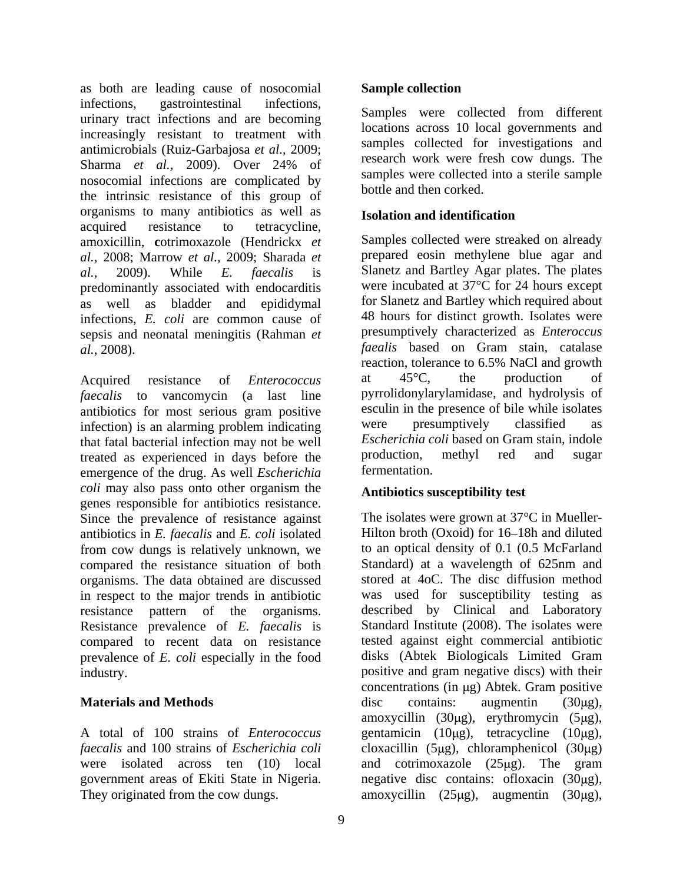as both are leading cause of nosocomial infections, gastrointestinal infections, urinary tract infections and are becoming increasingly resistant to treatment with antimicrobials (Ruiz-Garbajosa *et al.,* 2009; Sharma *et al.,* 2009). Over 24% of nosocomial infections are complicated by the intrinsic resistance of this group of organisms to many antibiotics as well as acquired resistance to tetracycline, amoxicillin, **c**otrimoxazole (Hendrickx *et al.,* 2008; Marrow *et al.,* 2009; Sharada *et al.,* 2009). While *E. faecalis* is predominantly associated with endocarditis as well as bladder and epididymal infections, *E. coli* are common cause of sepsis and neonatal meningitis (Rahman *et al.,* 2008).

Acquired resistance of *Enterococcus faecalis* to vancomycin (a last line antibiotics for most serious gram positive infection) is an alarming problem indicating that fatal bacterial infection may not be well treated as experienced in days before the emergence of the drug. As well *Escherichia coli* may also pass onto other organism the genes responsible for antibiotics resistance. Since the prevalence of resistance against antibiotics in *E. faecalis* and *E. coli* isolated from cow dungs is relatively unknown, we compared the resistance situation of both organisms. The data obtained are discussed in respect to the major trends in antibiotic resistance pattern of the organisms. Resistance prevalence of *E. faecalis* is compared to recent data on resistance prevalence of *E. coli* especially in the food industry.

## Materials and Methods

A total of 100 strains of *Enterococcus faecalis* and 100 strains of *Escherichia coli* were isolated across ten (10) local government areas of Ekiti State in Nigeria. They originated from the cow dungs.

### Sample collection

Samples were collected from different locations across 10 local governments and samples collected for investigations and research work were fresh cow dungs. The samples were collected into a sterile sample bottle and then corked.

### Isolation and identification

Samples collected were streaked on already prepared eosin methylene blue agar and Slanetz and Bartley Agar plates. The plates were incubated at 37°C for 24 hours except for Slanetz and Bartley which required about 48 hours for distinct growth. Isolates were presumptively characterized as *Enteroccus faealis* based on Gram stain, catalase reaction, tolerance to 6.5% NaCl and growth at 45°C, the production of pyrrolidonylarylamidase, and hydrolysis of esculin in the presence of bile while isolates were presumptively classified as *Escherichia coli* based on Gram stain, indole production, methyl red and sugar fermentation.

### Antibiotics susceptibility test

The isolates were grown at 37°C in Mueller-Hilton broth (Oxoid) for 16–18h and diluted to an optical density of 0.1 (0.5 McFarland Standard) at a wavelength of 625nm and stored at 4oC. The disc diffusion method was used for susceptibility testing as described by Clinical and Laboratory Standard Institute (2008). The isolates were tested against eight commercial antibiotic disks (Abtek Biologicals Limited Gram positive and gram negative discs) with their concentrations (in μg) Abtek. Gram positive disc contains: augmentin (30μg), amoxycillin (30μg), erythromycin (5μg), gentamicin (10μg), tetracycline (10μg), cloxacillin (5μg), chloramphenicol (30μg) and cotrimoxazole (25μg). The gram negative disc contains: ofloxacin (30μg), amoxycillin (25μg), augmentin (30μg),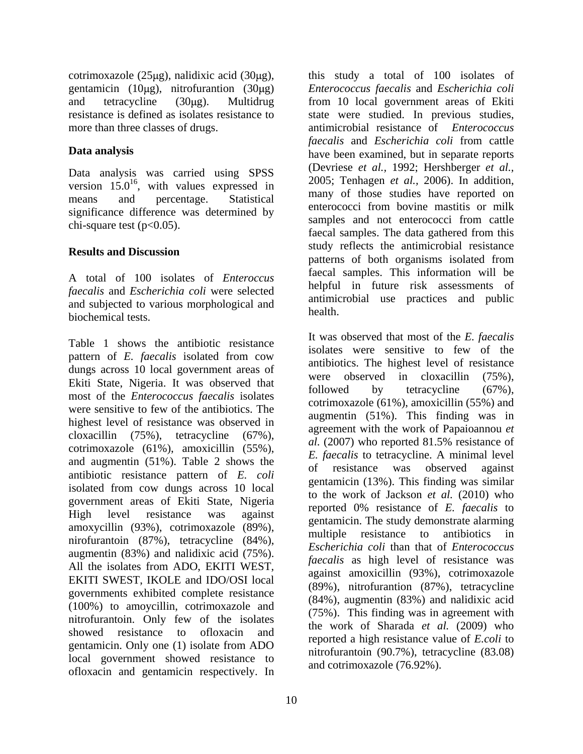cotrimoxazole (25μg), nalidixic acid (30μg), gentamicin (10μg), nitrofurantion (30μg) and tetracycline (30μg). Multidrug resistance is defined as isolates resistance to more than three classes of drugs.

### Data analysis

Data analysis was carried using SPSS version 15.0[16], with values expressed in means and percentage. Statistical significance difference was determined by chi-square test ($p<0.05$).

## Results and Discussion

A total of 100 isolates of *Enteroccus faecalis* and *Escherichia coli* were selected and subjected to various morphological and biochemical tests.

Table 1 shows the antibiotic resistance pattern of *E. faecalis* isolated from cow dungs across 10 local government areas of Ekiti State, Nigeria. It was observed that most of the *Enterococcus faecalis* isolates were sensitive to few of the antibiotics. The highest level of resistance was observed in cloxacillin (75%), tetracycline (67%), cotrimoxazole (61%), amoxicillin (55%), and augmentin (51%). Table 2 shows the antibiotic resistance pattern of *E. coli* isolated from cow dungs across 10 local government areas of Ekiti State, Nigeria High level resistance was against amoxycillin (93%), cotrimoxazole (89%), nirofurantoin (87%), tetracycline (84%), augmentin (83%) and nalidixic acid (75%). All the isolates from ADO, EKITI WEST, EKITI SWEST, IKOLE and IDO/OSI local governments exhibited complete resistance (100%) to amoycillin, cotrimoxazole and nitrofurantoin. Only few of the isolates showed resistance to ofloxacin and gentamicin. Only one (1) isolate from ADO local government showed resistance to ofloxacin and gentamicin respectively. In this study a total of 100 isolates of *Enterococcus faecalis* and *Escherichia coli* from 10 local government areas of Ekiti state were studied. In previous studies, antimicrobial resistance of *Enterococcus faecalis* and *Escherichia coli* from cattle have been examined, but in separate reports (Devriese *et al.,* 1992; Hershberger *et al.,* 2005; Tenhagen *et al.,* 2006). In addition, many of those studies have reported on enterococci from bovine mastitis or milk samples and not enterococci from cattle faecal samples. The data gathered from this study reflects the antimicrobial resistance patterns of both organisms isolated from faecal samples. This information will be helpful in future risk assessments of antimicrobial use practices and public health.

It was observed that most of the *E. faecalis* isolates were sensitive to few of the antibiotics. The highest level of resistance were observed in cloxacillin (75%), followed by tetracycline (67%), cotrimoxazole (61%), amoxicillin (55%) and augmentin (51%). This finding was in agreement with the work of Papaioannou *et al.* (2007) who reported 81.5% resistance of *E. faecalis* to tetracycline. A minimal level of resistance was observed against gentamicin (13%). This finding was similar to the work of Jackson *et al.* (2010) who reported 0% resistance of *E. faecalis* to gentamicin. The study demonstrate alarming multiple resistance to antibiotics in *Escherichia coli* than that of *Enterococcus faecalis* as high level of resistance was against amoxicillin (93%), cotrimoxazole (89%), nitrofurantion (87%), tetracycline (84%), augmentin (83%) and nalidixic acid (75%). This finding was in agreement with the work of Sharada *et al.* (2009) who reported a high resistance value of *E.coli* to nitrofurantoin (90.7%), tetracycline (83.08) and cotrimoxazole (76.92%).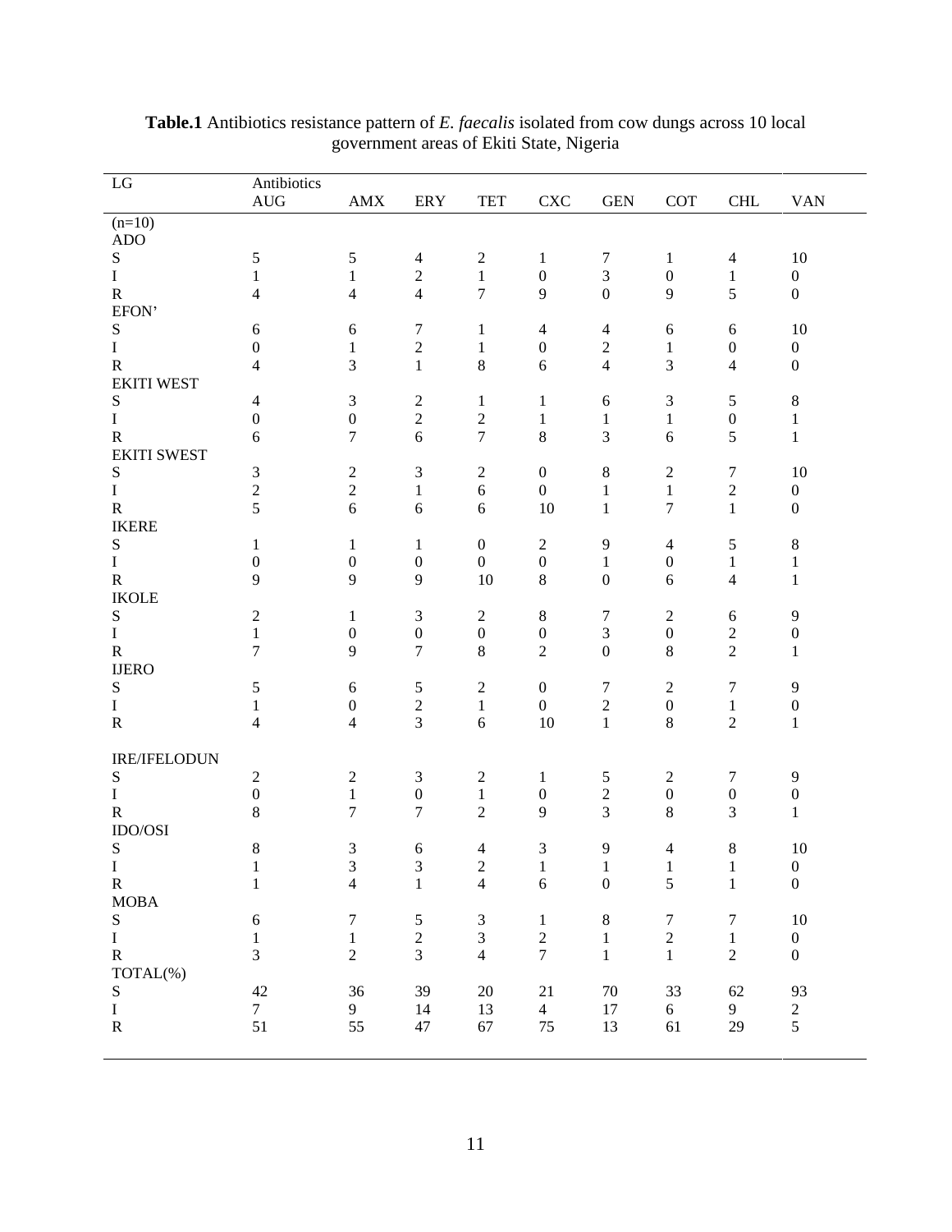**Table.1** Antibiotics resistance pattern of *E. faecalis* isolated from cow dungs across 10 local government areas of Ekiti State, Nigeria

| LG | Antibiotics AUG | AMX | ERY | TET | CXC | GEN | COT | CHL | VAN |
|---|---|---|---|---|---|---|---|---|---|
| (n=10) | | | | | | | | | |
| ADO | | | | | | | | | |
| S | 5 | 5 | 4 | 2 | 1 | 7 | 1 | 4 | 10 |
| I | 1 | 1 | 2 | 1 | 0 | 3 | 0 | 1 | 0 |
| R | 4 | 4 | 4 | 7 | 9 | 0 | 9 | 5 | 0 |
| EFON' | | | | | | | | | |
| S | 6 | 6 | 7 | 1 | 4 | 4 | 6 | 6 | 10 |
| I | 0 | 1 | 2 | 1 | 0 | 2 | 1 | 0 | 0 |
| R | 4 | 3 | 1 | 8 | 6 | 4 | 3 | 4 | 0 |
| EKITI WEST | | | | | | | | | |
| S | 4 | 3 | 2 | 1 | 1 | 6 | 3 | 5 | 8 |
| I | 0 | 0 | 2 | 2 | 1 | 1 | 1 | 0 | 1 |
| R | 6 | 7 | 6 | 7 | 8 | 3 | 6 | 5 | 1 |
| EKITI SWEST | | | | | | | | | |
| S | 3 | 2 | 3 | 2 | 0 | 8 | 2 | 7 | 10 |
| I | 2 | 2 | 1 | 6 | 0 | 1 | 1 | 2 | 0 |
| R | 5 | 6 | 6 | 6 | 10 | 1 | 7 | 1 | 0 |
| IKERE | | | | | | | | | |
| S | 1 | 1 | 1 | 0 | 2 | 9 | 4 | 5 | 8 |
| I | 0 | 0 | 0 | 0 | 0 | 1 | 0 | 1 | 1 |
| R | 9 | 9 | 9 | 10 | 8 | 0 | 6 | 4 | 1 |
| IKOLE | | | | | | | | | |
| S | 2 | 1 | 3 | 2 | 8 | 7 | 2 | 6 | 9 |
| I | 1 | 0 | 0 | 0 | 0 | 3 | 0 | 2 | 0 |
| R | 7 | 9 | 7 | 8 | 2 | 0 | 8 | 2 | 1 |
| IJERO | | | | | | | | | |
| S | 5 | 6 | 5 | 2 | 0 | 7 | 2 | 7 | 9 |
| I | 1 | 0 | 2 | 1 | 0 | 2 | 0 | 1 | 0 |
| R | 4 | 4 | 3 | 6 | 10 | 1 | 8 | 2 | 1 |
| IRE/IFELODUN | | | | | | | | | |
| S | 2 | 2 | 3 | 2 | 1 | 5 | 2 | 7 | 9 |
| I | 0 | 1 | 0 | 1 | 0 | 2 | 0 | 0 | 0 |
| R | 8 | 7 | 7 | 2 | 9 | 3 | 8 | 3 | 1 |
| IDO/OSI | | | | | | | | | |
| S | 8 | 3 | 6 | 4 | 3 | 9 | 4 | 8 | 10 |
| I | 1 | 3 | 3 | 2 | 1 | 1 | 1 | 1 | 0 |
| R | 1 | 4 | 1 | 4 | 6 | 0 | 5 | 1 | 0 |
| MOBA | | | | | | | | | |
| S | 6 | 7 | 5 | 3 | 1 | 8 | 7 | 7 | 10 |
| I | 1 | 1 | 2 | 3 | 2 | 1 | 2 | 1 | 0 |
| R | 3 | 2 | 3 | 4 | 7 | 1 | 1 | 2 | 0 |
| TOTAL(%) | | | | | | | | | |
| S | 42 | 36 | 39 | 20 | 21 | 70 | 33 | 62 | 93 |
| I | 7 | 9 | 14 | 13 | 4 | 17 | 6 | 9 | 2 |
| R | 51 | 55 | 47 | 67 | 75 | 13 | 61 | 29 | 5 |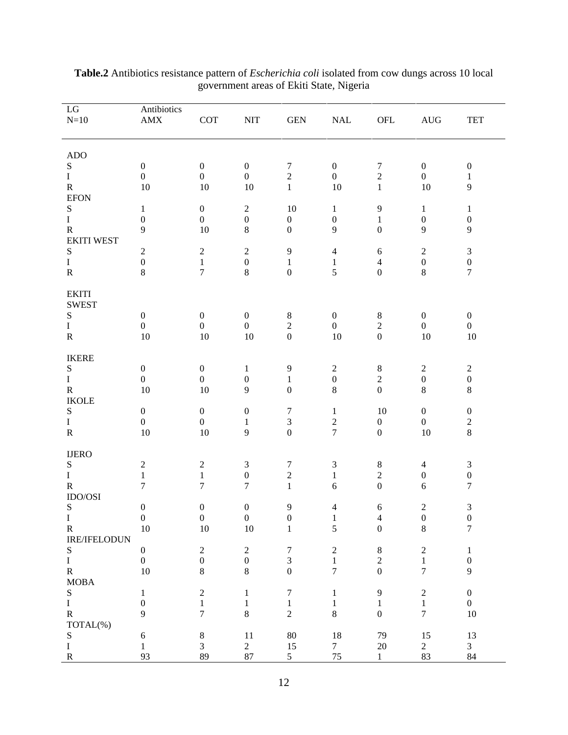**Table.2** Antibiotics resistance pattern of *Escherichia coli* isolated from cow dungs across 10 local government areas of Ekiti State, Nigeria

| LG N=10 | Antibiotics AMX | COT | NIT | GEN | NAL | OFL | AUG | TET |
|---|---|---|---|---|---|---|---|---|
| ADO | | | | | | | | |
| S | 0 | 0 | 0 | 7 | 0 | 7 | 0 | 0 |
| I | 0 | 0 | 0 | 2 | 0 | 2 | 0 | 1 |
| R | 10 | 10 | 10 | 1 | 10 | 1 | 10 | 9 |
| EFON | | | | | | | | |
| S | 1 | 0 | 2 | 10 | 1 | 9 | 1 | 1 |
| I | 0 | 0 | 0 | 0 | 0 | 1 | 0 | 0 |
| R | 9 | 10 | 8 | 0 | 9 | 0 | 9 | 9 |
| EKITI WEST | | | | | | | | |
| S | 2 | 2 | 2 | 9 | 4 | 6 | 2 | 3 |
| I | 0 | 1 | 0 | 1 | 1 | 4 | 0 | 0 |
| R | 8 | 7 | 8 | 0 | 5 | 0 | 8 | 7 |
| EKITI SWEST | | | | | | | | |
| S | 0 | 0 | 0 | 8 | 0 | 8 | 0 | 0 |
| I | 0 | 0 | 0 | 2 | 0 | 2 | 0 | 0 |
| R | 10 | 10 | 10 | 0 | 10 | 0 | 10 | 10 |
| IKERE | | | | | | | | |
| S | 0 | 0 | 1 | 9 | 2 | 8 | 2 | 2 |
| I | 0 | 0 | 0 | 1 | 0 | 2 | 0 | 0 |
| R | 10 | 10 | 9 | 0 | 8 | 0 | 8 | 8 |
| IKOLE | | | | | | | | |
| S | 0 | 0 | 0 | 7 | 1 | 10 | 0 | 0 |
| I | 0 | 0 | 1 | 3 | 2 | 0 | 0 | 2 |
| R | 10 | 10 | 9 | 0 | 7 | 0 | 10 | 8 |
| IJERO | | | | | | | | |
| S | 2 | 2 | 3 | 7 | 3 | 8 | 4 | 3 |
| I | 1 | 1 | 0 | 2 | 1 | 2 | 0 | 0 |
| R | 7 | 7 | 7 | 1 | 6 | 0 | 6 | 7 |
| IDO/OSI | | | | | | | | |
| S | 0 | 0 | 0 | 9 | 4 | 6 | 2 | 3 |
| I | 0 | 0 | 0 | 0 | 1 | 4 | 0 | 0 |
| R | 10 | 10 | 10 | 1 | 5 | 0 | 8 | 7 |
| IRE/IFELODUN | | | | | | | | |
| S | 0 | 2 | 2 | 7 | 2 | 8 | 2 | 1 |
| I | 0 | 0 | 0 | 3 | 1 | 2 | 1 | 0 |
| R | 10 | 8 | 8 | 0 | 7 | 0 | 7 | 9 |
| MOBA | | | | | | | | |
| S | 1 | 2 | 1 | 7 | 1 | 9 | 2 | 0 |
| I | 0 | 1 | 1 | 1 | 1 | 1 | 1 | 0 |
| R | 9 | 7 | 8 | 2 | 8 | 0 | 7 | 10 |
| TOTAL(%) | | | | | | | | |
| S | 6 | 8 | 11 | 80 | 18 | 79 | 15 | 13 |
| I | 1 | 3 | 2 | 15 | 7 | 20 | 2 | 3 |
| R | 93 | 89 | 87 | 5 | 75 | 1 | 83 | 84 |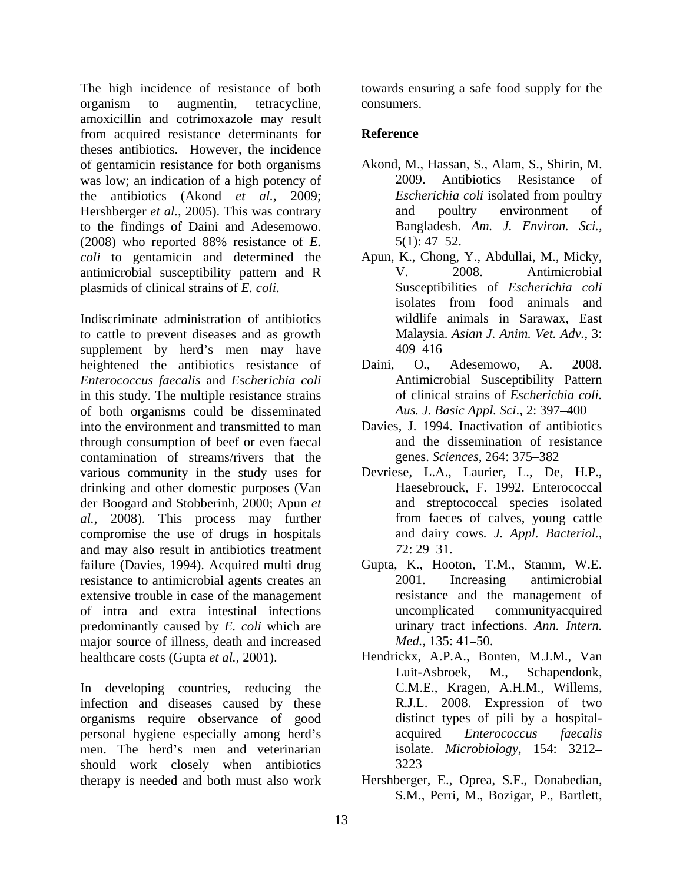The high incidence of resistance of both organism to augmentin, tetracycline, amoxicillin and cotrimoxazole may result from acquired resistance determinants for theses antibiotics. However, the incidence of gentamicin resistance for both organisms was low; an indication of a high potency of the antibiotics (Akond *et al.*, 2009; Hershberger *et al.*, 2005). This was contrary to the findings of Daini and Adesemowo. (2008) who reported 88% resistance of *E. coli* to gentamicin and determined the antimicrobial susceptibility pattern and R plasmids of clinical strains of *E. coli*.

Indiscriminate administration of antibiotics to cattle to prevent diseases and as growth supplement by herd's men may have heightened the antibiotics resistance of *Enterococcus faecalis* and *Escherichia coli* in this study. The multiple resistance strains of both organisms could be disseminated into the environment and transmitted to man through consumption of beef or even faecal contamination of streams/rivers that the various community in the study uses for drinking and other domestic purposes (Van der Boogard and Stobberinh, 2000; Apun *et al.*, 2008). This process may further compromise the use of drugs in hospitals and may also result in antibiotics treatment failure (Davies, 1994). Acquired multi drug resistance to antimicrobial agents creates an extensive trouble in case of the management of intra and extra intestinal infections predominantly caused by *E. coli* which are major source of illness, death and increased healthcare costs (Gupta *et al.*, 2001).

In developing countries, reducing the infection and diseases caused by these organisms require observance of good personal hygiene especially among herd's men. The herd's men and veterinarian should work closely when antibiotics therapy is needed and both must also work towards ensuring a safe food supply for the consumers.

## Reference

Akond, M., Hassan, S., Alam, S., Shirin, M. 2009. Antibiotics Resistance of *Escherichia coli* isolated from poultry and poultry environment of Bangladesh. *Am. J. Environ. Sci.*, 5(1): 47–52.

Apun, K., Chong, Y., Abdullai, M., Micky, V. 2008. Antimicrobial Susceptibilities of *Escherichia coli* isolates from food animals and wildlife animals in Sarawax, East Malaysia. *Asian J. Anim. Vet. Adv.*, 3: 409–416

Daini, O., Adesemowo, A. 2008. Antimicrobial Susceptibility Pattern of clinical strains of *Escherichia coli. Aus. J. Basic Appl. Sci*., 2: 397–400

Davies, J. 1994. Inactivation of antibiotics and the dissemination of resistance genes. *Sciences*, 264: 375–382

Devriese, L.A., Laurier, L., De, H.P., Haesebrouck, F. 1992. Enterococcal and streptococcal species isolated from faeces of calves, young cattle and dairy cows. *J. Appl. Bacteriol.*, *7*2: 29–31.

Gupta, K., Hooton, T.M., Stamm, W.E. 2001. Increasing antimicrobial resistance and the management of uncomplicated communityacquired urinary tract infections. *Ann. Intern. Med.*, 135: 41–50.

Hendrickx, A.P.A., Bonten, M.J.M., Van Luit-Asbroek, M., Schapendonk, C.M.E., Kragen, A.H.M., Willems, R.J.L. 2008. Expression of two distinct types of pili by a hospital-acquired *Enterococcus faecalis* isolate. *Microbiology*, 154: 3212–3223

Hershberger, E., Oprea, S.F., Donabedian, S.M., Perri, M., Bozigar, P., Bartlett,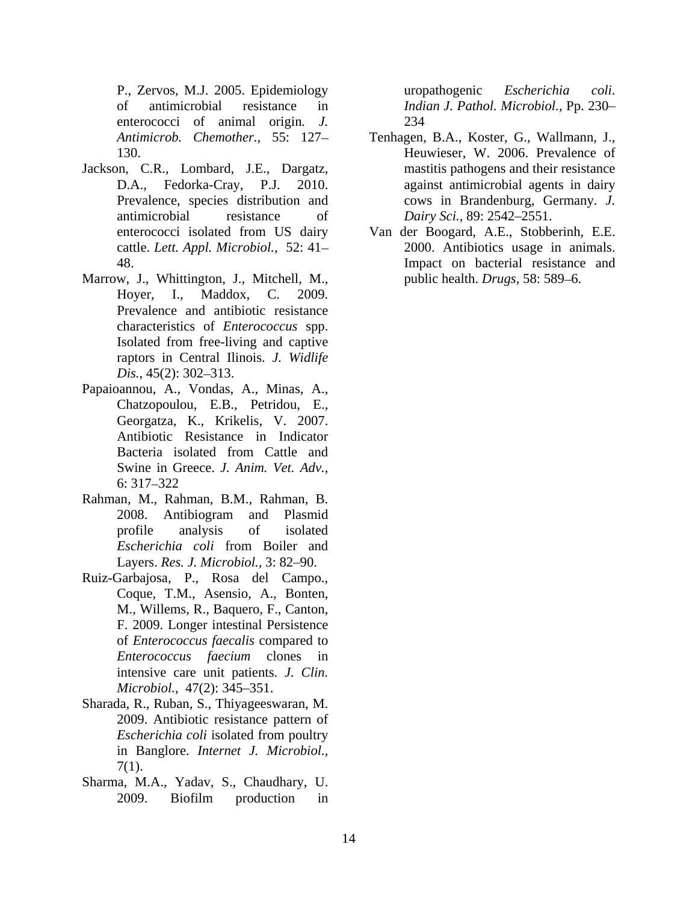P., Zervos, M.J. 2005. Epidemiology of antimicrobial resistance in enterococci of animal origin. *J. Antimicrob. Chemother.,* 55: 127–130.

Jackson, C.R., Lombard, J.E., Dargatz, D.A., Fedorka-Cray, P.J. 2010. Prevalence, species distribution and antimicrobial resistance of enterococci isolated from US dairy cattle. *Lett. Appl. Microbiol.,* 52: 41–48.

Marrow, J., Whittington, J., Mitchell, M., Hoyer, I., Maddox, C. 2009. Prevalence and antibiotic resistance characteristics of *Enterococcus* spp. Isolated from free-living and captive raptors in Central Ilinois. *J. Widlife Dis.,* 45(2): 302–313.

Papaioannou, A., Vondas, A., Minas, A., Chatzopoulou, E.B., Petridou, E., Georgatza, K., Krikelis, V. 2007. Antibiotic Resistance in Indicator Bacteria isolated from Cattle and Swine in Greece. *J. Anim. Vet. Adv.,* 6: 317–322

Rahman, M., Rahman, B.M., Rahman, B. 2008. Antibiogram and Plasmid profile analysis of isolated *Escherichia coli* from Boiler and Layers. *Res. J. Microbiol.,* 3: 82–90.

Ruiz-Garbajosa, P., Rosa del Campo., Coque, T.M., Asensio, A., Bonten, M., Willems, R., Baquero, F., Canton, F. 2009. Longer intestinal Persistence of *Enterococcus faecalis* compared to *Enterococcus faecium* clones in intensive care unit patients. *J. Clin. Microbiol.,* 47(2): 345–351.

Sharada, R., Ruban, S., Thiyageeswaran, M. 2009. Antibiotic resistance pattern of *Escherichia coli* isolated from poultry in Banglore. *Internet J. Microbiol.,* 7(1).

Sharma, M.A., Yadav, S., Chaudhary, U. 2009. Biofilm production in uropathogenic *Escherichia coli*. *Indian J. Pathol. Microbiol.,* Pp. 230–234

Tenhagen, B.A., Koster, G., Wallmann, J., Heuwieser, W. 2006. Prevalence of mastitis pathogens and their resistance against antimicrobial agents in dairy cows in Brandenburg, Germany. *J. Dairy Sci.,* 89: 2542–2551.

Van der Boogard, A.E., Stobberinh, E.E. 2000. Antibiotics usage in animals. Impact on bacterial resistance and public health. *Drugs,* 58: 589–6.